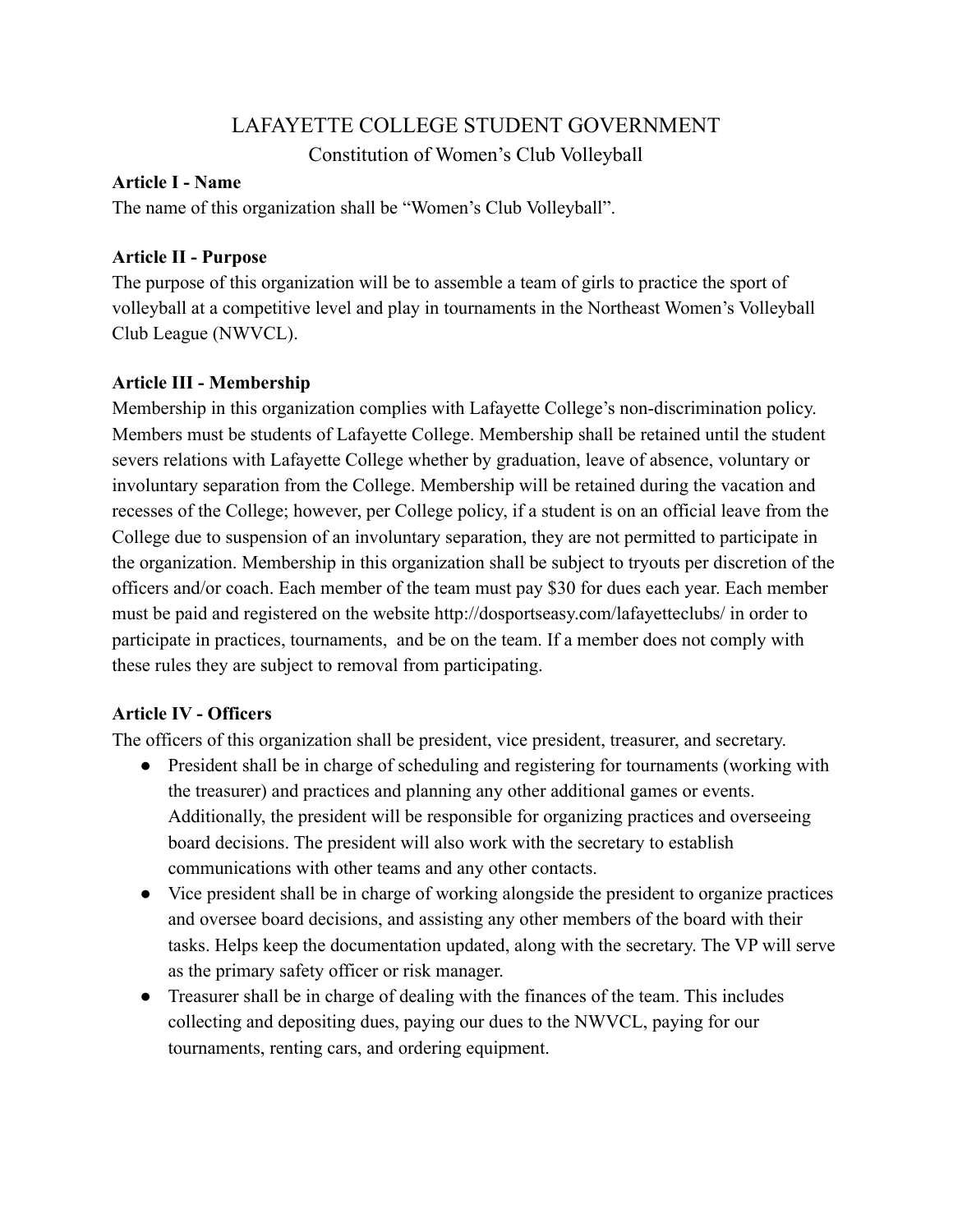# LAFAYETTE COLLEGE STUDENT GOVERNMENT

## Constitution of Women's Club Volleyball

**Article I - Name**

The name of this organization shall be "Women's Club Volleyball".

**Article II - Purpose**

The purpose of this organization will be to assemble a team of girls to practice the sport of volleyball at a competitive level and play in tournaments in the Northeast Women's Volleyball Club League (NWVCL).

**Article III - Membership**

Membership in this organization complies with Lafayette College's non-discrimination policy. Members must be students of Lafayette College. Membership shall be retained until the student severs relations with Lafayette College whether by graduation, leave of absence, voluntary or involuntary separation from the College. Membership will be retained during the vacation and recesses of the College; however, per College policy, if a student is on an official leave from the College due to suspension of an involuntary separation, they are not permitted to participate in the organization. Membership in this organization shall be subject to tryouts per discretion of the officers and/or coach. Each member of the team must pay $30 for dues each year. Each member must be paid and registered on the website http://dosportseasy.com/lafayetteclubs/ in order to participate in practices, tournaments, and be on the team. If a member does not comply with these rules they are subject to removal from participating.

**Article IV - Officers**

The officers of this organization shall be president, vice president, treasurer, and secretary.

- President shall be in charge of scheduling and registering for tournaments (working with the treasurer) and practices and planning any other additional games or events. Additionally, the president will be responsible for organizing practices and overseeing board decisions. The president will also work with the secretary to establish communications with other teams and any other contacts.
- Vice president shall be in charge of working alongside the president to organize practices and oversee board decisions, and assisting any other members of the board with their tasks. Helps keep the documentation updated, along with the secretary. The VP will serve as the primary safety officer or risk manager.
- Treasurer shall be in charge of dealing with the finances of the team. This includes collecting and depositing dues, paying our dues to the NWVCL, paying for our tournaments, renting cars, and ordering equipment.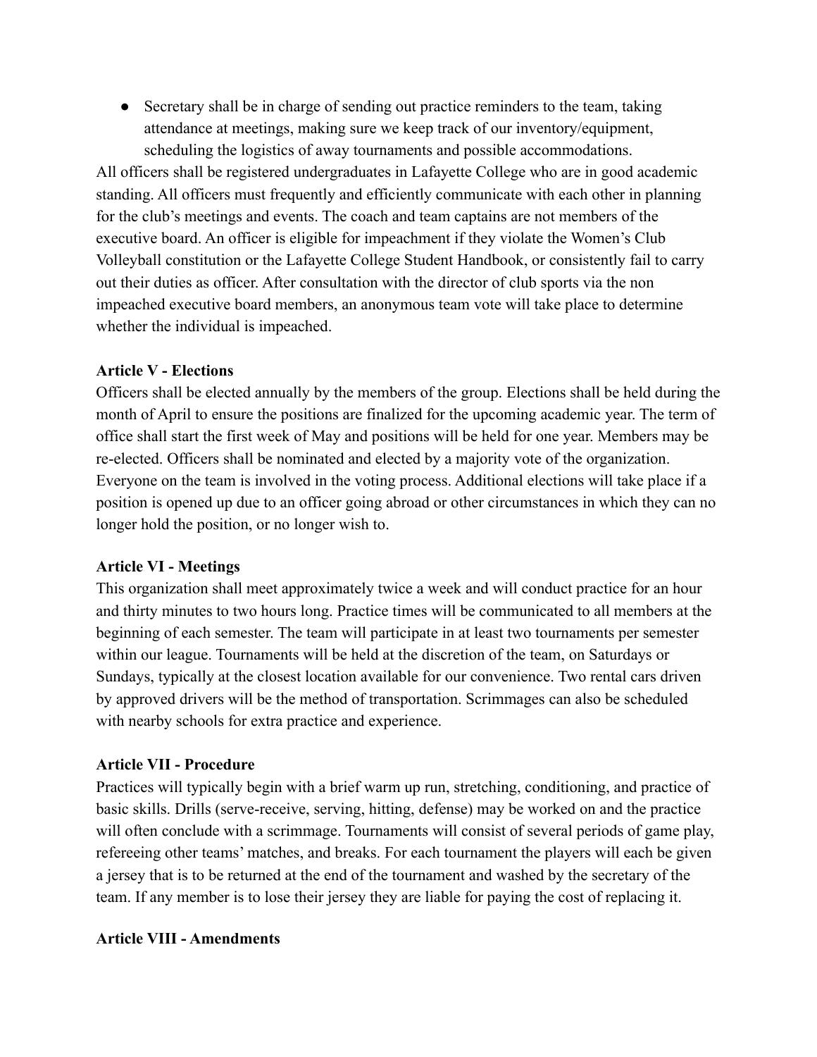- Secretary shall be in charge of sending out practice reminders to the team, taking attendance at meetings, making sure we keep track of our inventory/equipment, scheduling the logistics of away tournaments and possible accommodations.

All officers shall be registered undergraduates in Lafayette College who are in good academic standing. All officers must frequently and efficiently communicate with each other in planning for the club's meetings and events. The coach and team captains are not members of the executive board. An officer is eligible for impeachment if they violate the Women's Club Volleyball constitution or the Lafayette College Student Handbook, or consistently fail to carry out their duties as officer. After consultation with the director of club sports via the non impeached executive board members, an anonymous team vote will take place to determine whether the individual is impeached.

**Article V - Elections**

Officers shall be elected annually by the members of the group. Elections shall be held during the month of April to ensure the positions are finalized for the upcoming academic year. The term of office shall start the first week of May and positions will be held for one year. Members may be re-elected. Officers shall be nominated and elected by a majority vote of the organization. Everyone on the team is involved in the voting process. Additional elections will take place if a position is opened up due to an officer going abroad or other circumstances in which they can no longer hold the position, or no longer wish to.

**Article VI - Meetings**

This organization shall meet approximately twice a week and will conduct practice for an hour and thirty minutes to two hours long. Practice times will be communicated to all members at the beginning of each semester. The team will participate in at least two tournaments per semester within our league. Tournaments will be held at the discretion of the team, on Saturdays or Sundays, typically at the closest location available for our convenience. Two rental cars driven by approved drivers will be the method of transportation. Scrimmages can also be scheduled with nearby schools for extra practice and experience.

**Article VII - Procedure**

Practices will typically begin with a brief warm up run, stretching, conditioning, and practice of basic skills. Drills (serve-receive, serving, hitting, defense) may be worked on and the practice will often conclude with a scrimmage. Tournaments will consist of several periods of game play, refereeing other teams' matches, and breaks. For each tournament the players will each be given a jersey that is to be returned at the end of the tournament and washed by the secretary of the team. If any member is to lose their jersey they are liable for paying the cost of replacing it.

**Article VIII - Amendments**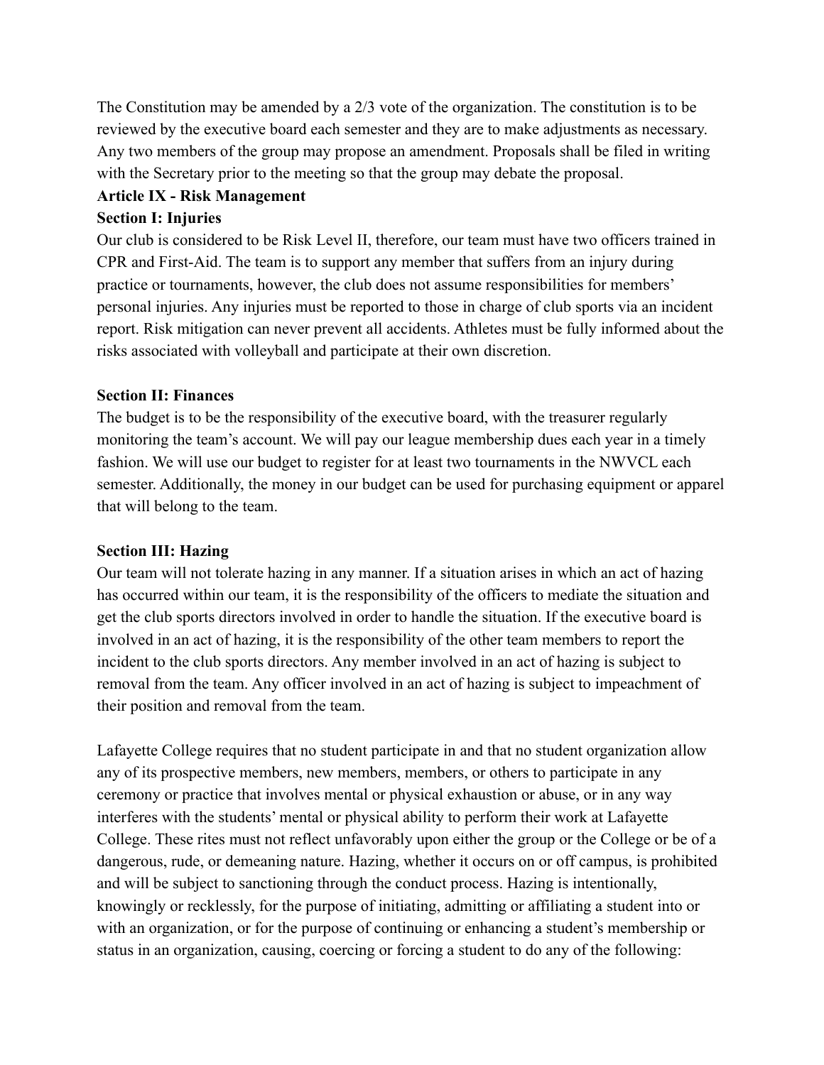The Constitution may be amended by a 2/3 vote of the organization. The constitution is to be reviewed by the executive board each semester and they are to make adjustments as necessary. Any two members of the group may propose an amendment. Proposals shall be filed in writing with the Secretary prior to the meeting so that the group may debate the proposal.

## Article IX - Risk Management

### Section I: Injuries

Our club is considered to be Risk Level II, therefore, our team must have two officers trained in CPR and First-Aid. The team is to support any member that suffers from an injury during practice or tournaments, however, the club does not assume responsibilities for members' personal injuries. Any injuries must be reported to those in charge of club sports via an incident report. Risk mitigation can never prevent all accidents. Athletes must be fully informed about the risks associated with volleyball and participate at their own discretion.

### Section II: Finances

The budget is to be the responsibility of the executive board, with the treasurer regularly monitoring the team's account. We will pay our league membership dues each year in a timely fashion. We will use our budget to register for at least two tournaments in the NWVCL each semester. Additionally, the money in our budget can be used for purchasing equipment or apparel that will belong to the team.

### Section III: Hazing

Our team will not tolerate hazing in any manner. If a situation arises in which an act of hazing has occurred within our team, it is the responsibility of the officers to mediate the situation and get the club sports directors involved in order to handle the situation. If the executive board is involved in an act of hazing, it is the responsibility of the other team members to report the incident to the club sports directors. Any member involved in an act of hazing is subject to removal from the team. Any officer involved in an act of hazing is subject to impeachment of their position and removal from the team.

Lafayette College requires that no student participate in and that no student organization allow any of its prospective members, new members, members, or others to participate in any ceremony or practice that involves mental or physical exhaustion or abuse, or in any way interferes with the students' mental or physical ability to perform their work at Lafayette College. These rites must not reflect unfavorably upon either the group or the College or be of a dangerous, rude, or demeaning nature. Hazing, whether it occurs on or off campus, is prohibited and will be subject to sanctioning through the conduct process. Hazing is intentionally, knowingly or recklessly, for the purpose of initiating, admitting or affiliating a student into or with an organization, or for the purpose of continuing or enhancing a student's membership or status in an organization, causing, coercing or forcing a student to do any of the following: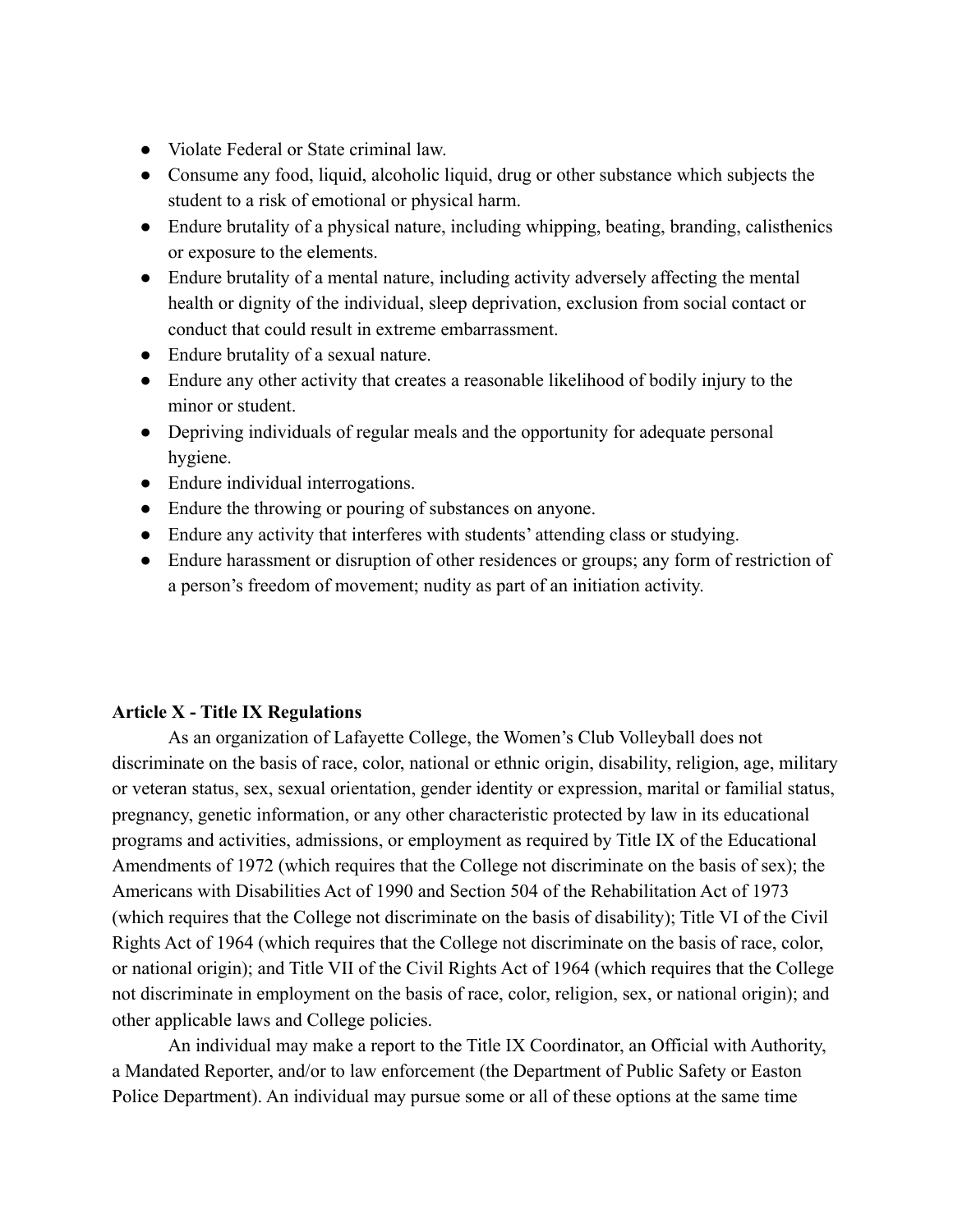- Violate Federal or State criminal law.
- Consume any food, liquid, alcoholic liquid, drug or other substance which subjects the student to a risk of emotional or physical harm.
- Endure brutality of a physical nature, including whipping, beating, branding, calisthenics or exposure to the elements.
- Endure brutality of a mental nature, including activity adversely affecting the mental health or dignity of the individual, sleep deprivation, exclusion from social contact or conduct that could result in extreme embarrassment.
- Endure brutality of a sexual nature.
- Endure any other activity that creates a reasonable likelihood of bodily injury to the minor or student.
- Depriving individuals of regular meals and the opportunity for adequate personal hygiene.
- Endure individual interrogations.
- Endure the throwing or pouring of substances on anyone.
- Endure any activity that interferes with students' attending class or studying.
- Endure harassment or disruption of other residences or groups; any form of restriction of a person's freedom of movement; nudity as part of an initiation activity.

**Article X - Title IX Regulations**

As an organization of Lafayette College, the Women's Club Volleyball does not discriminate on the basis of race, color, national or ethnic origin, disability, religion, age, military or veteran status, sex, sexual orientation, gender identity or expression, marital or familial status, pregnancy, genetic information, or any other characteristic protected by law in its educational programs and activities, admissions, or employment as required by Title IX of the Educational Amendments of 1972 (which requires that the College not discriminate on the basis of sex); the Americans with Disabilities Act of 1990 and Section 504 of the Rehabilitation Act of 1973 (which requires that the College not discriminate on the basis of disability); Title VI of the Civil Rights Act of 1964 (which requires that the College not discriminate on the basis of race, color, or national origin); and Title VII of the Civil Rights Act of 1964 (which requires that the College not discriminate in employment on the basis of race, color, religion, sex, or national origin); and other applicable laws and College policies.

An individual may make a report to the Title IX Coordinator, an Official with Authority, a Mandated Reporter, and/or to law enforcement (the Department of Public Safety or Easton Police Department). An individual may pursue some or all of these options at the same time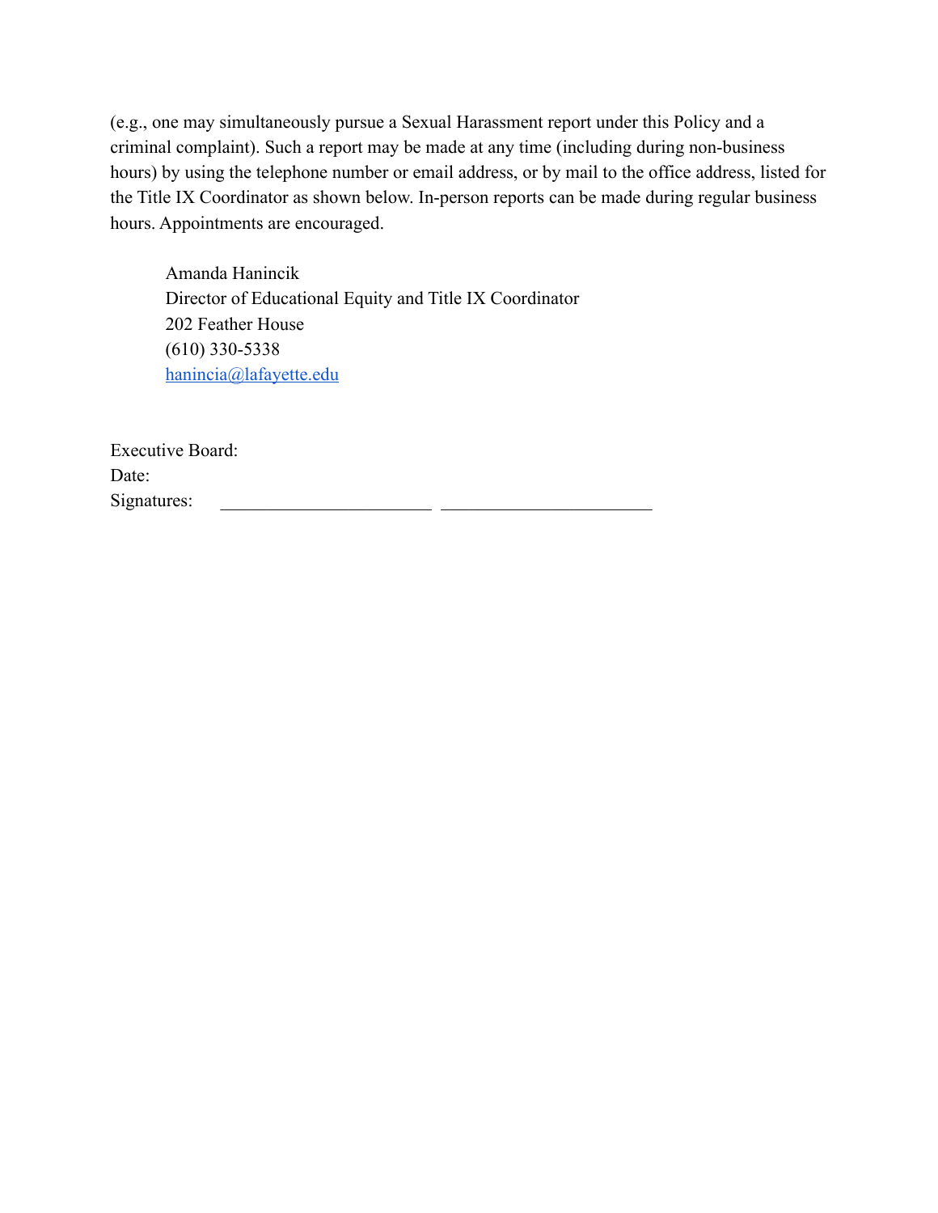(e.g., one may simultaneously pursue a Sexual Harassment report under this Policy and a criminal complaint). Such a report may be made at any time (including during non-business hours) by using the telephone number or email address, or by mail to the office address, listed for the Title IX Coordinator as shown below. In-person reports can be made during regular business hours. Appointments are encouraged.

> Amanda Hanincik
> Director of Educational Equity and Title IX Coordinator
> 202 Feather House
> (610) 330-5338
> [hanincia@lafayette.edu](mailto:hanincia@lafayette.edu)

Executive Board:
Date:
Signatures: ________________________ ________________________